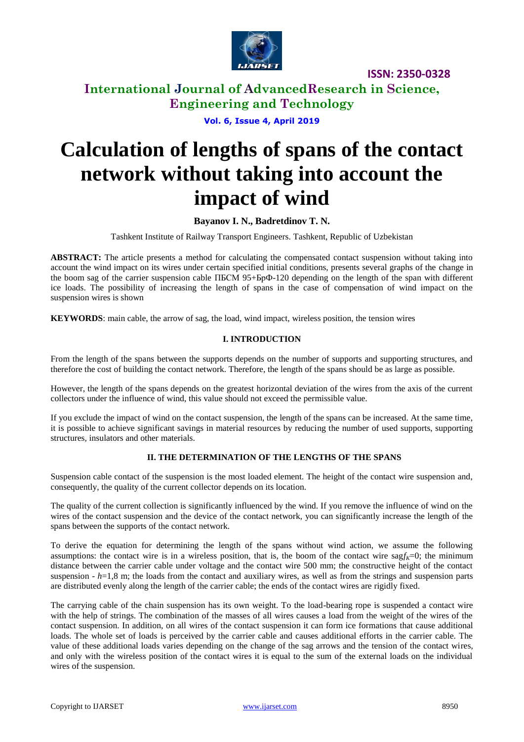# Calculation of lengths of spans of the contact network without taking into account the impact of wind

**Bayanov I. N., Badretdinov T. N.**

Tashkent Institute of Railway Transport Engineers. Tashkent, Republic of Uzbekistan

**ABSTRACT:** The article presents a method for calculating the compensated contact suspension without taking into account the wind impact on its wires under certain specified initial conditions, presents several graphs of the change in the boom sag of the carrier suspension cable ПБСМ 95+БрФ-120 depending on the length of the span with different ice loads. The possibility of increasing the length of spans in the case of compensation of wind impact on the suspension wires is shown

**KEYWORDS**: main cable, the arrow of sag, the load, wind impact, wireless position, the tension wires

## I. INTRODUCTION

From the length of the spans between the supports depends on the number of supports and supporting structures, and therefore the cost of building the contact network. Therefore, the length of the spans should be as large as possible.

However, the length of the spans depends on the greatest horizontal deviation of the wires from the axis of the current collectors under the influence of wind, this value should not exceed the permissible value.

If you exclude the impact of wind on the contact suspension, the length of the spans can be increased. At the same time, it is possible to achieve significant savings in material resources by reducing the number of used supports, supporting structures, insulators and other materials.

## II. THE DETERMINATION OF THE LENGTHS OF THE SPANS

Suspension cable contact of the suspension is the most loaded element. The height of the contact wire suspension and, consequently, the quality of the current collector depends on its location.

The quality of the current collection is significantly influenced by the wind. If you remove the influence of wind on the wires of the contact suspension and the device of the contact network, you can significantly increase the length of the spans between the supports of the contact network.

To derive the equation for determining the length of the spans without wind action, we assume the following assumptions: the contact wire is in a wireless position, that is, the boom of the contact wire sag $f_K$=0; the minimum distance between the carrier cable under voltage and the contact wire 500 mm; the constructive height of the contact suspension - $h$=1,8 m; the loads from the contact and auxiliary wires, as well as from the strings and suspension parts are distributed evenly along the length of the carrier cable; the ends of the contact wires are rigidly fixed.

The carrying cable of the chain suspension has its own weight. To the load-bearing rope is suspended a contact wire with the help of strings. The combination of the masses of all wires causes a load from the weight of the wires of the contact suspension. In addition, on all wires of the contact suspension it can form ice formations that cause additional loads. The whole set of loads is perceived by the carrier cable and causes additional efforts in the carrier cable. The value of these additional loads varies depending on the change of the sag arrows and the tension of the contact wires, and only with the wireless position of the contact wires it is equal to the sum of the external loads on the individual wires of the suspension.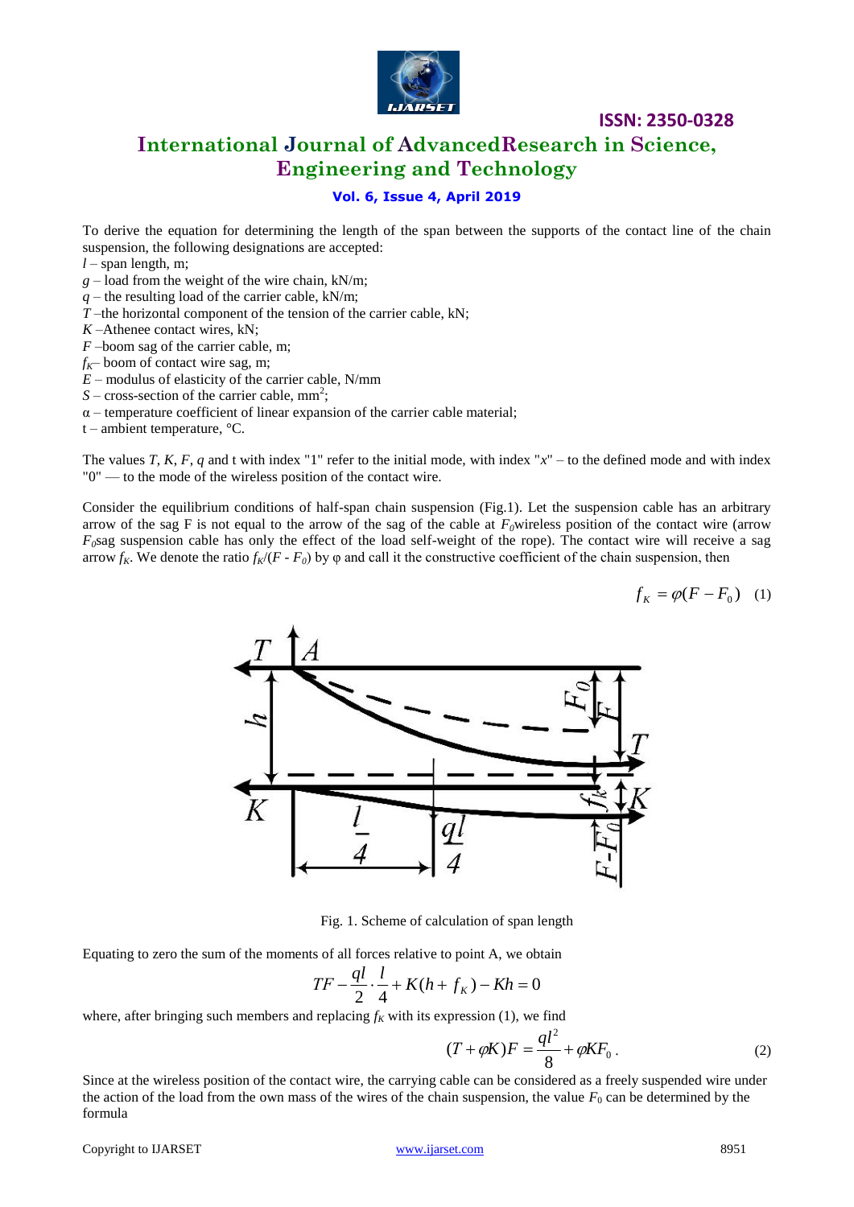To derive the equation for determining the length of the span between the supports of the contact line of the chain suspension, the following designations are accepted:

$l$ – span length, m;
$g$ – load from the weight of the wire chain, kN/m;
$q$ – the resulting load of the carrier cable, kN/m;
$T$ –the horizontal component of the tension of the carrier cable, kN;
$K$ –Athenee contact wires, kN;
$F$ –boom sag of the carrier cable, m;
$f_K$– boom of contact wire sag, m;
$E$ – modulus of elasticity of the carrier cable, N/mm
$S$ – cross-section of the carrier cable, mm$^2$;
$\alpha$ – temperature coefficient of linear expansion of the carrier cable material;
t – ambient temperature, °C.

The values $T$, $K$, $F$, $q$ and t with index "1" refer to the initial mode, with index "$x$" – to the defined mode and with index "0" — to the mode of the wireless position of the contact wire.

Consider the equilibrium conditions of half-span chain suspension (Fig.1). Let the suspension cable has an arbitrary arrow of the sag F is not equal to the arrow of the sag of the cable at $F_0$wireless position of the contact wire (arrow $F_0$sag suspension cable has only the effect of the load self-weight of the rope). The contact wire will receive a sag arrow $f_K$. We denote the ratio $f_K/(F - F_0)$ by φ and call it the constructive coefficient of the chain suspension, then

$$f_K = \varphi(F - F_0) \quad (1)$$

Fig. 1. Scheme of calculation of span length

Equating to zero the sum of the moments of all forces relative to point A, we obtain

$$TF - \frac{ql}{2} \cdot \frac{l}{4} + K(h + f_K) - Kh = 0$$

where, after bringing such members and replacing $f_K$ with its expression (1), we find

$$(T + \varphi K)F = \frac{ql^2}{8} + \varphi K F_0 . \quad (2)$$

Since at the wireless position of the contact wire, the carrying cable can be considered as a freely suspended wire under the action of the load from the own mass of the wires of the chain suspension, the value $F_0$ can be determined by the formula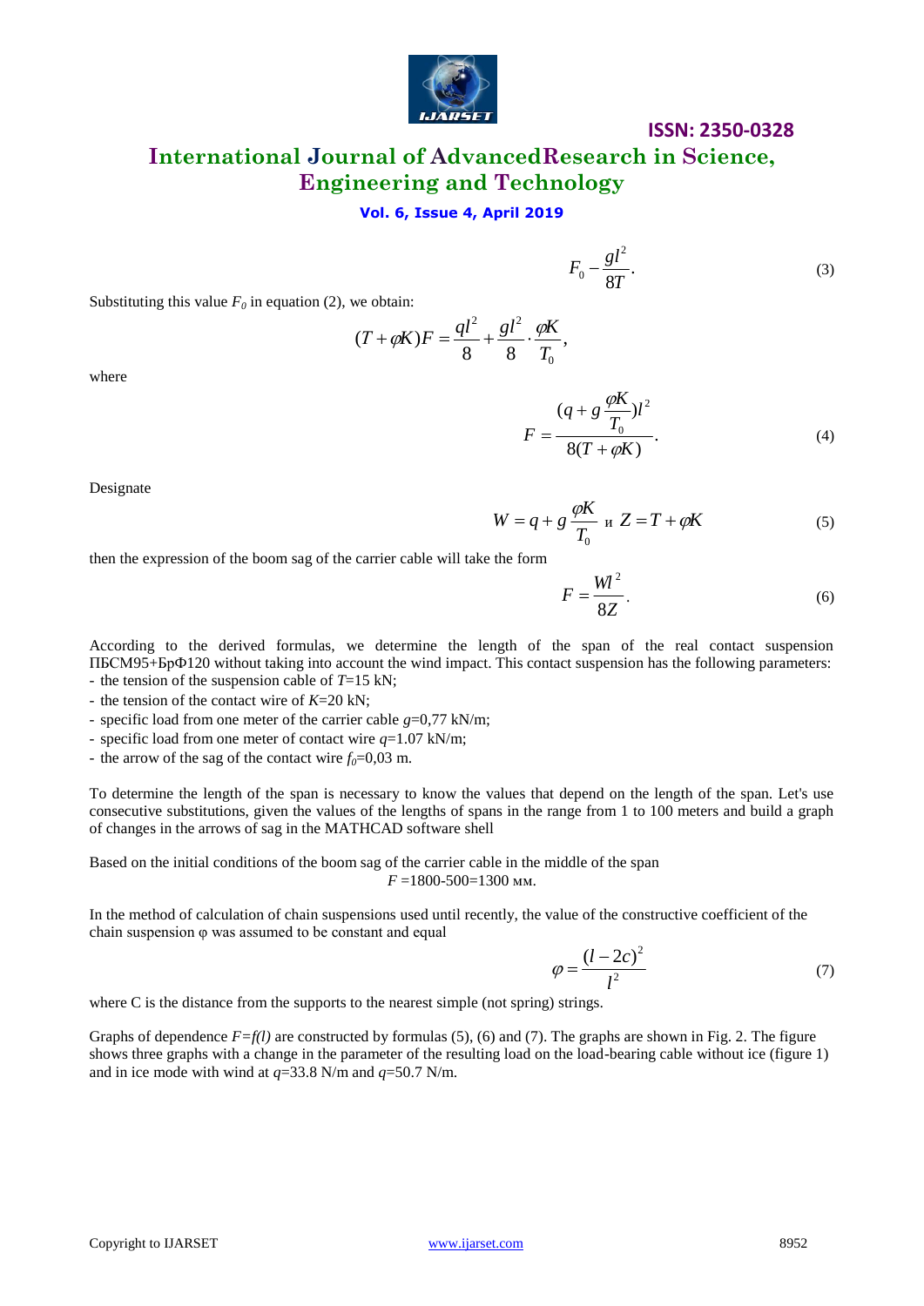$$F_0 - \frac{gl^2}{8T}. \tag{3}$$

Substituting this value $F_0$ in equation (2), we obtain:

$$(T + \varphi K)F = \frac{ql^2}{8} + \frac{gl^2}{8} \cdot \frac{\varphi K}{T_0},$$

where

$$F = \frac{(q + g\frac{\varphi K}{T_0})l^2}{8(T + \varphi K)}. \tag{4}$$

Designate

$$W = q + g\frac{\varphi K}{T_0} \text{ и } Z = T + \varphi K \tag{5}$$

then the expression of the boom sag of the carrier cable will take the form

$$F = \frac{Wl^2}{8Z}. \tag{6}$$

According to the derived formulas, we determine the length of the span of the real contact suspension ПБСМ95+БрФ120 without taking into account the wind impact. This contact suspension has the following parameters:

- the tension of the suspension cable of $T$=15 kN;
- the tension of the contact wire of $K$=20 kN;
- specific load from one meter of the carrier cable $g$=0,77 kN/m;
- specific load from one meter of contact wire $q$=1.07 kN/m;
- the arrow of the sag of the contact wire $f_0$=0,03 m.

To determine the length of the span is necessary to know the values that depend on the length of the span. Let's use consecutive substitutions, given the values of the lengths of spans in the range from 1 to 100 meters and build a graph of changes in the arrows of sag in the MATHCAD software shell

Based on the initial conditions of the boom sag of the carrier cable in the middle of the span

$F$ =1800-500=1300 мм.

In the method of calculation of chain suspensions used until recently, the value of the constructive coefficient of the chain suspension φ was assumed to be constant and equal

$$\varphi = \frac{(l - 2c)^2}{l^2} \tag{7}$$

where C is the distance from the supports to the nearest simple (not spring) strings.

Graphs of dependence $F=f(l)$ are constructed by formulas (5), (6) and (7). The graphs are shown in Fig. 2. The figure shows three graphs with a change in the parameter of the resulting load on the load-bearing cable without ice (figure 1) and in ice mode with wind at $q$=33.8 N/m and $q$=50.7 N/m.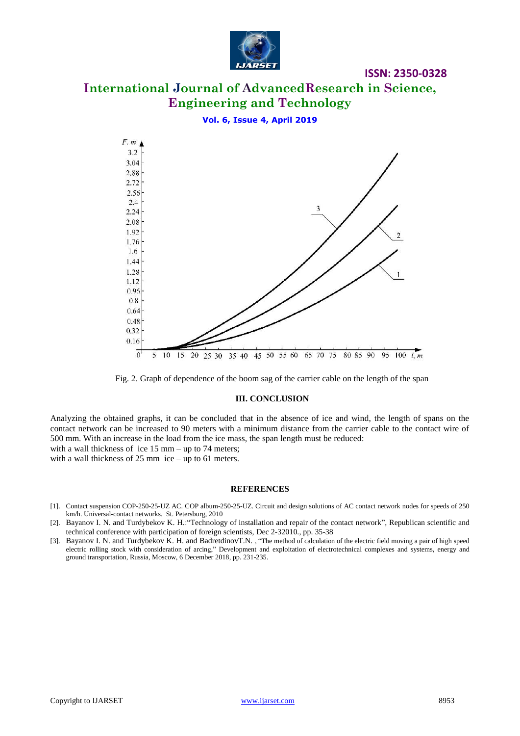F, m

3.2
3.04
2.88
2.72
2.56
2.4
2.24
2.08
1.92
1.76
1.6
1.44
1.28
1.12
0.96
0.8
0.64
0.48
0.32
0.16
0

5 10 15 20 25 30 35 40 45 50 55 60 65 70 75 80 85 90 95 100 l, m

3

2

1

Fig. 2. Graph of dependence of the boom sag of the carrier cable on the length of the span

### III. CONCLUSION

Analyzing the obtained graphs, it can be concluded that in the absence of ice and wind, the length of spans on the contact network can be increased to 90 meters with a minimum distance from the carrier cable to the contact wire of 500 mm. With an increase in the load from the ice mass, the span length must be reduced:
with a wall thickness of ice 15 mm – up to 74 meters;
with a wall thickness of 25 mm ice – up to 61 meters.

### REFERENCES

[1]. Contact suspension COP-250-25-UZ AC. COP album-250-25-UZ. Circuit and design solutions of AC contact network nodes for speeds of 250 km/h. Universal-contact networks. St. Petersburg, 2010

[2]. Bayanov I. N. and Turdybekov K. H.:"Technology of installation and repair of the contact network", Republican scientific and technical conference with participation of foreign scientists, Dec 2-32010., pp. 35-38

[3]. Bayanov I. N. and Turdybekov K. H. and BadretdinovT.N. , "The method of calculation of the electric field moving a pair of high speed electric rolling stock with consideration of arcing," Development and exploitation of electrotechnical complexes and systems, energy and ground transportation, Russia, Moscow, 6 December 2018, pp. 231-235.